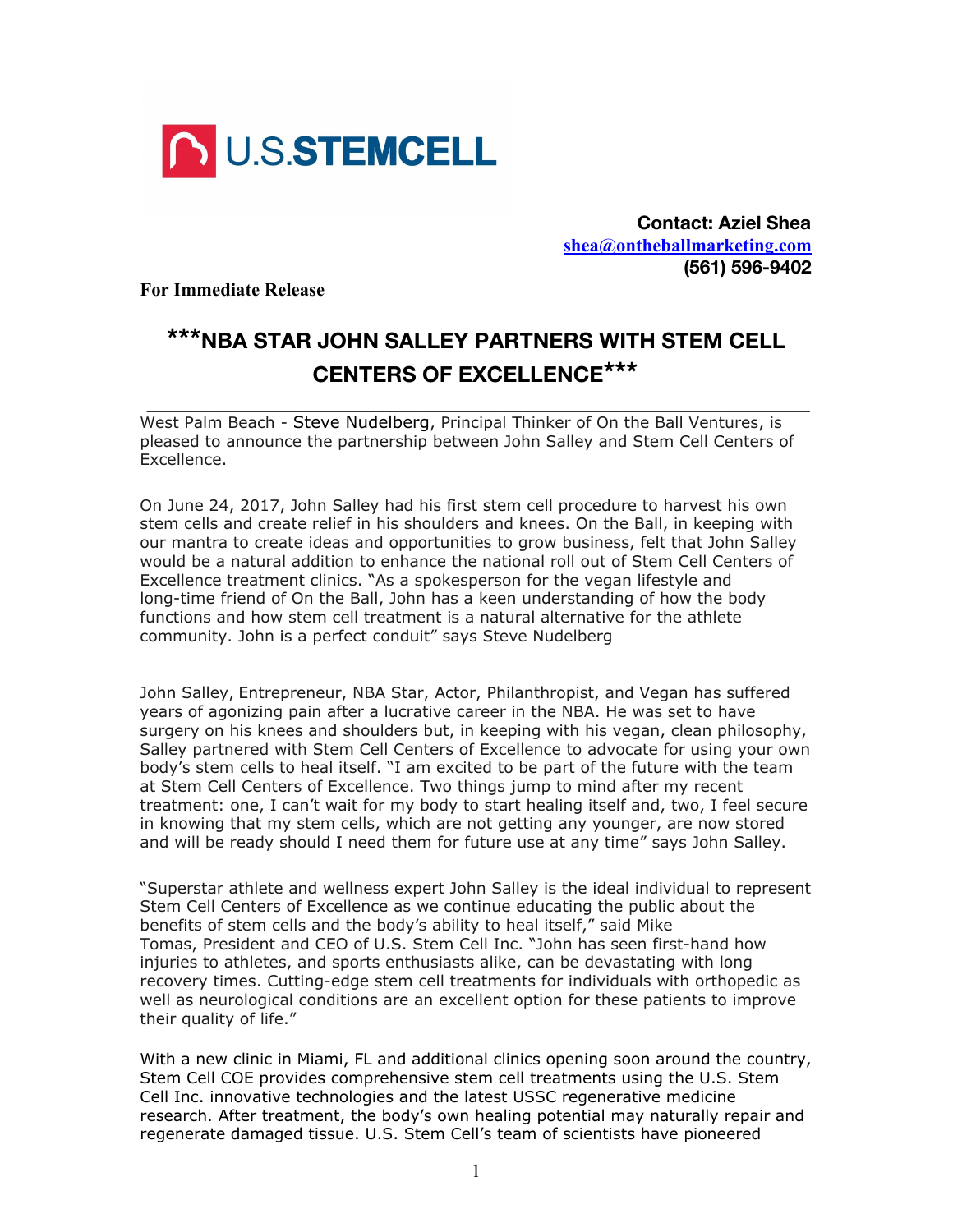U.S.STEMCELL

**Contact: Aziel Shea**
**shea@ontheballmarketing.com**
**(561) 596-9402**

**For Immediate Release**

# ***NBA STAR JOHN SALLEY PARTNERS WITH STEM CELL CENTERS OF EXCELLENCE***

West Palm Beach - Steve Nudelberg, Principal Thinker of On the Ball Ventures, is pleased to announce the partnership between John Salley and Stem Cell Centers of Excellence.

On June 24, 2017, John Salley had his first stem cell procedure to harvest his own stem cells and create relief in his shoulders and knees. On the Ball, in keeping with our mantra to create ideas and opportunities to grow business, felt that John Salley would be a natural addition to enhance the national roll out of Stem Cell Centers of Excellence treatment clinics. "As a spokesperson for the vegan lifestyle and long-time friend of On the Ball, John has a keen understanding of how the body functions and how stem cell treatment is a natural alternative for the athlete community. John is a perfect conduit" says Steve Nudelberg

John Salley, Entrepreneur, NBA Star, Actor, Philanthropist, and Vegan has suffered years of agonizing pain after a lucrative career in the NBA. He was set to have surgery on his knees and shoulders but, in keeping with his vegan, clean philosophy, Salley partnered with Stem Cell Centers of Excellence to advocate for using your own body's stem cells to heal itself. "I am excited to be part of the future with the team at Stem Cell Centers of Excellence. Two things jump to mind after my recent treatment: one, I can't wait for my body to start healing itself and, two, I feel secure in knowing that my stem cells, which are not getting any younger, are now stored and will be ready should I need them for future use at any time" says John Salley.

"Superstar athlete and wellness expert John Salley is the ideal individual to represent Stem Cell Centers of Excellence as we continue educating the public about the benefits of stem cells and the body's ability to heal itself," said Mike Tomas, President and CEO of U.S. Stem Cell Inc. "John has seen first-hand how injuries to athletes, and sports enthusiasts alike, can be devastating with long recovery times. Cutting-edge stem cell treatments for individuals with orthopedic as well as neurological conditions are an excellent option for these patients to improve their quality of life."

With a new clinic in Miami, FL and additional clinics opening soon around the country, Stem Cell COE provides comprehensive stem cell treatments using the U.S. Stem Cell Inc. innovative technologies and the latest USSC regenerative medicine research. After treatment, the body's own healing potential may naturally repair and regenerate damaged tissue. U.S. Stem Cell's team of scientists have pioneered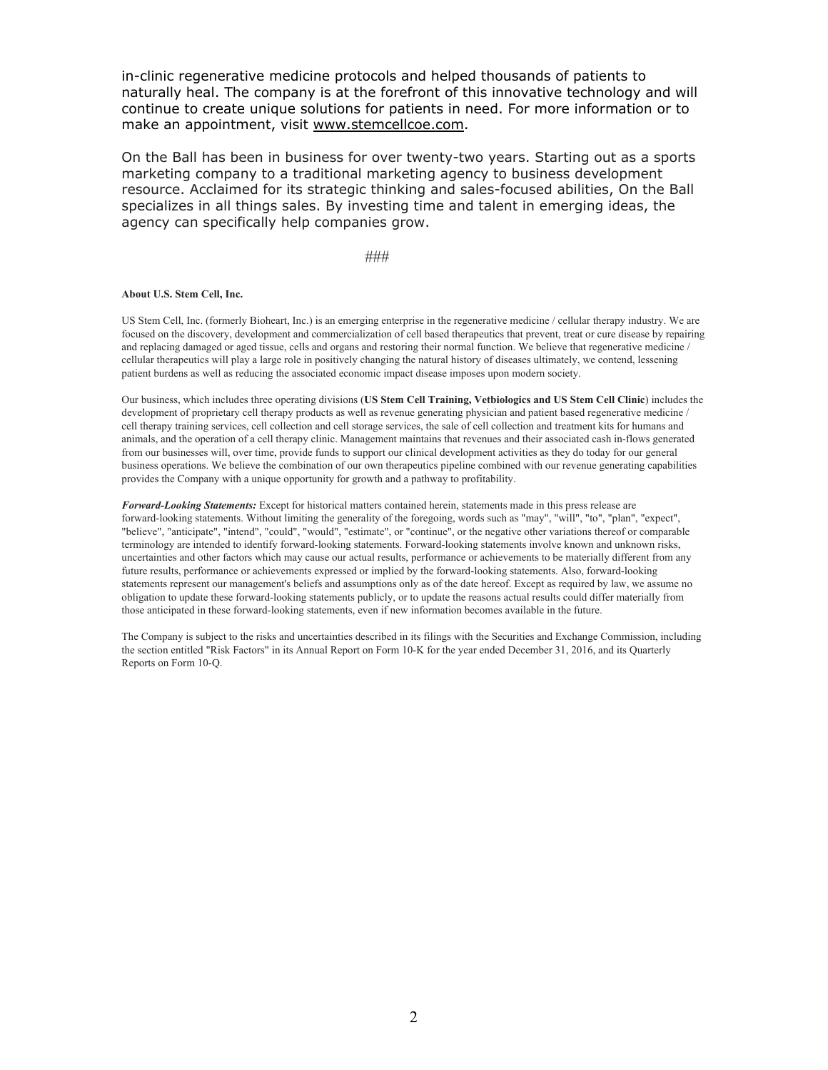in-clinic regenerative medicine protocols and helped thousands of patients to naturally heal. The company is at the forefront of this innovative technology and will continue to create unique solutions for patients in need. For more information or to make an appointment, visit www.stemcellcoe.com.

On the Ball has been in business for over twenty-two years. Starting out as a sports marketing company to a traditional marketing agency to business development resource. Acclaimed for its strategic thinking and sales-focused abilities, On the Ball specializes in all things sales. By investing time and talent in emerging ideas, the agency can specifically help companies grow.

###

**About U.S. Stem Cell, Inc.**

US Stem Cell, Inc. (formerly Bioheart, Inc.) is an emerging enterprise in the regenerative medicine / cellular therapy industry. We are focused on the discovery, development and commercialization of cell based therapeutics that prevent, treat or cure disease by repairing and replacing damaged or aged tissue, cells and organs and restoring their normal function. We believe that regenerative medicine / cellular therapeutics will play a large role in positively changing the natural history of diseases ultimately, we contend, lessening patient burdens as well as reducing the associated economic impact disease imposes upon modern society.

Our business, which includes three operating divisions (**US Stem Cell Training, Vetbiologics and US Stem Cell Clinic**) includes the development of proprietary cell therapy products as well as revenue generating physician and patient based regenerative medicine / cell therapy training services, cell collection and cell storage services, the sale of cell collection and treatment kits for humans and animals, and the operation of a cell therapy clinic. Management maintains that revenues and their associated cash in-flows generated from our businesses will, over time, provide funds to support our clinical development activities as they do today for our general business operations. We believe the combination of our own therapeutics pipeline combined with our revenue generating capabilities provides the Company with a unique opportunity for growth and a pathway to profitability.

***Forward-Looking Statements:*** Except for historical matters contained herein, statements made in this press release are forward-looking statements. Without limiting the generality of the foregoing, words such as "may", "will", "to", "plan", "expect", "believe", "anticipate", "intend", "could", "would", "estimate", or "continue", or the negative other variations thereof or comparable terminology are intended to identify forward-looking statements. Forward-looking statements involve known and unknown risks, uncertainties and other factors which may cause our actual results, performance or achievements to be materially different from any future results, performance or achievements expressed or implied by the forward-looking statements. Also, forward-looking statements represent our management's beliefs and assumptions only as of the date hereof. Except as required by law, we assume no obligation to update these forward-looking statements publicly, or to update the reasons actual results could differ materially from those anticipated in these forward-looking statements, even if new information becomes available in the future.

The Company is subject to the risks and uncertainties described in its filings with the Securities and Exchange Commission, including the section entitled "Risk Factors" in its Annual Report on Form 10-K for the year ended December 31, 2016, and its Quarterly Reports on Form 10-Q.